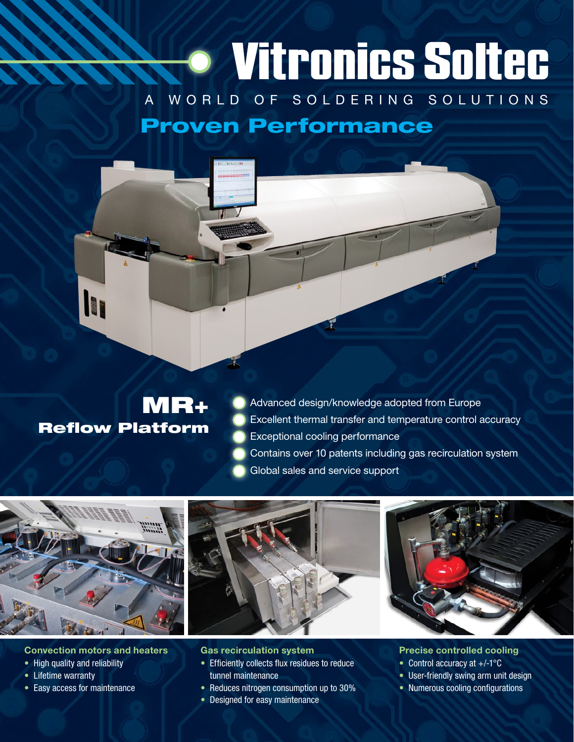# Vitronics Soltec

A WORLD OF SOLDERING SOLUTIONS

## Proven Performance

## MR+ Reflow Platform

- Advanced design/knowledge adopted from Europe
- Excellent thermal transfer and temperature control accuracy
- Exceptional cooling performance
- Contains over 10 patents including gas recirculation system
- Global sales and service support

### Convection motors and heaters

- High quality and reliability
- Lifetime warranty
- Easy access for maintenance

### Gas recirculation system

- Efficiently collects flux residues to reduce tunnel maintenance
- Reduces nitrogen consumption up to 30%
- Designed for easy maintenance

### Precise controlled cooling

- Control accuracy at +/-1°C
- User-friendly swing arm unit design
- Numerous cooling configurations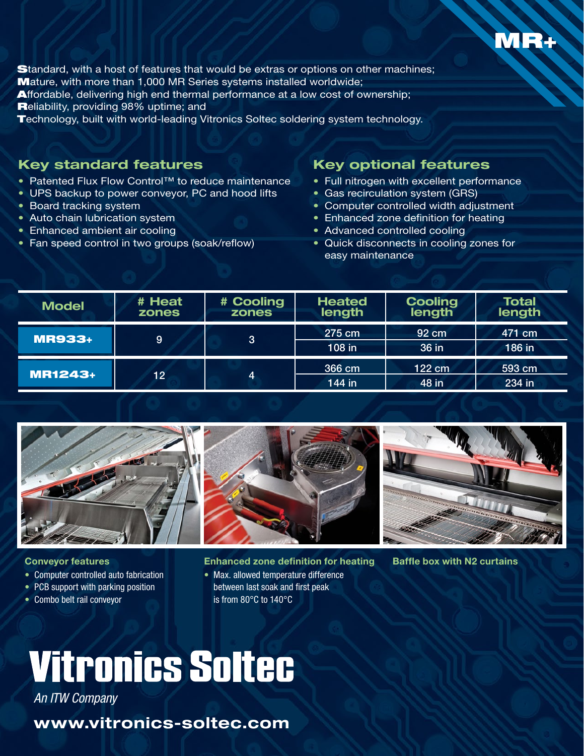# MR+

**S**tandard, with a host of features that would be extras or options on other machines;
**M**ature, with more than 1,000 MR Series systems installed worldwide;
**A**ffordable, delivering high end thermal performance at a low cost of ownership;
**R**eliability, providing 98% uptime; and
**T**echnology, built with world-leading Vitronics Soltec soldering system technology.

## Key standard features

- Patented Flux Flow Control™ to reduce maintenance
- UPS backup to power conveyor, PC and hood lifts
- Board tracking system
- Auto chain lubrication system
- Enhanced ambient air cooling
- Fan speed control in two groups (soak/reflow)

## Key optional features

- Full nitrogen with excellent performance
- Gas recirculation system (GRS)
- Computer controlled width adjustment
- Enhanced zone definition for heating
- Advanced controlled cooling
- Quick disconnects in cooling zones for easy maintenance

| Model | # Heat zones | # Cooling zones | Heated length | Cooling length | Total length |
|---|---|---|---|---|---|
| MR933+ | 9 | 3 | 275 cm | 92 cm | 471 cm |
| | | | 108 in | 36 in | 186 in |
| MR1243+ | 12 | 4 | 366 cm | 122 cm | 593 cm |
| | | | 144 in | 48 in | 234 in |

**Conveyor features**

- Computer controlled auto fabrication
- PCB support with parking position
- Combo belt rail conveyor

**Enhanced zone definition for heating**

- Max. allowed temperature difference between last soak and first peak is from 80°C to 140°C

**Baffle box with N2 curtains**

# Vitronics Soltec

*An ITW Company*

**www.vitronics-soltec.com**